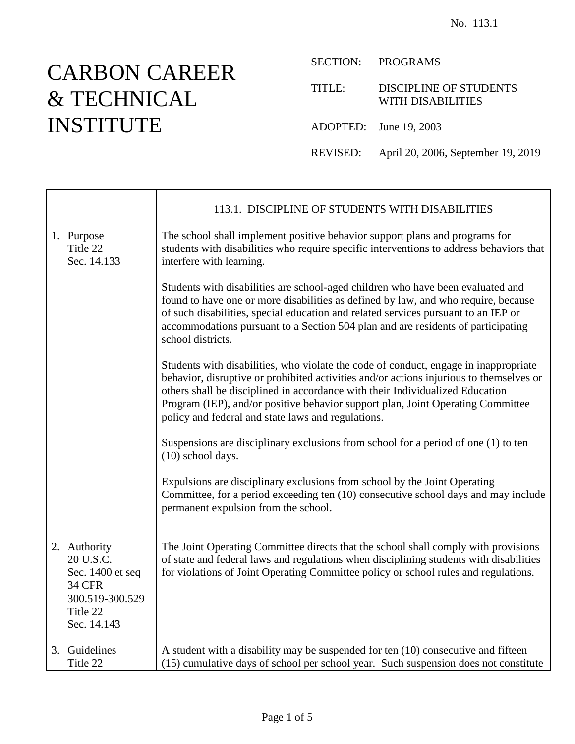No. 113.1

# CARBON CAREER & TECHNICAL INSTITUTE

SECTION: PROGRAMS

TITLE: DISCIPLINE OF STUDENTS WITH DISABILITIES

ADOPTED: June 19, 2003

REVISED: April 20, 2006, September 19, 2019

## 113.1. DISCIPLINE OF STUDENTS WITH DISABILITIES

**1. Purpose**
Title 22
Sec. 14.133

The school shall implement positive behavior support plans and programs for students with disabilities who require specific interventions to address behaviors that interfere with learning.

Students with disabilities are school-aged children who have been evaluated and found to have one or more disabilities as defined by law, and who require, because of such disabilities, special education and related services pursuant to an IEP or accommodations pursuant to a Section 504 plan and are residents of participating school districts.

Students with disabilities, who violate the code of conduct, engage in inappropriate behavior, disruptive or prohibited activities and/or actions injurious to themselves or others shall be disciplined in accordance with their Individualized Education Program (IEP), and/or positive behavior support plan, Joint Operating Committee policy and federal and state laws and regulations.

Suspensions are disciplinary exclusions from school for a period of one (1) to ten (10) school days.

Expulsions are disciplinary exclusions from school by the Joint Operating Committee, for a period exceeding ten (10) consecutive school days and may include permanent expulsion from the school.

**2. Authority**
20 U.S.C.
Sec. 1400 et seq
34 CFR
300.519-300.529
Title 22
Sec. 14.143

The Joint Operating Committee directs that the school shall comply with provisions of state and federal laws and regulations when disciplining students with disabilities for violations of Joint Operating Committee policy or school rules and regulations.

**3. Guidelines**
Title 22

A student with a disability may be suspended for ten (10) consecutive and fifteen (15) cumulative days of school per school year. Such suspension does not constitute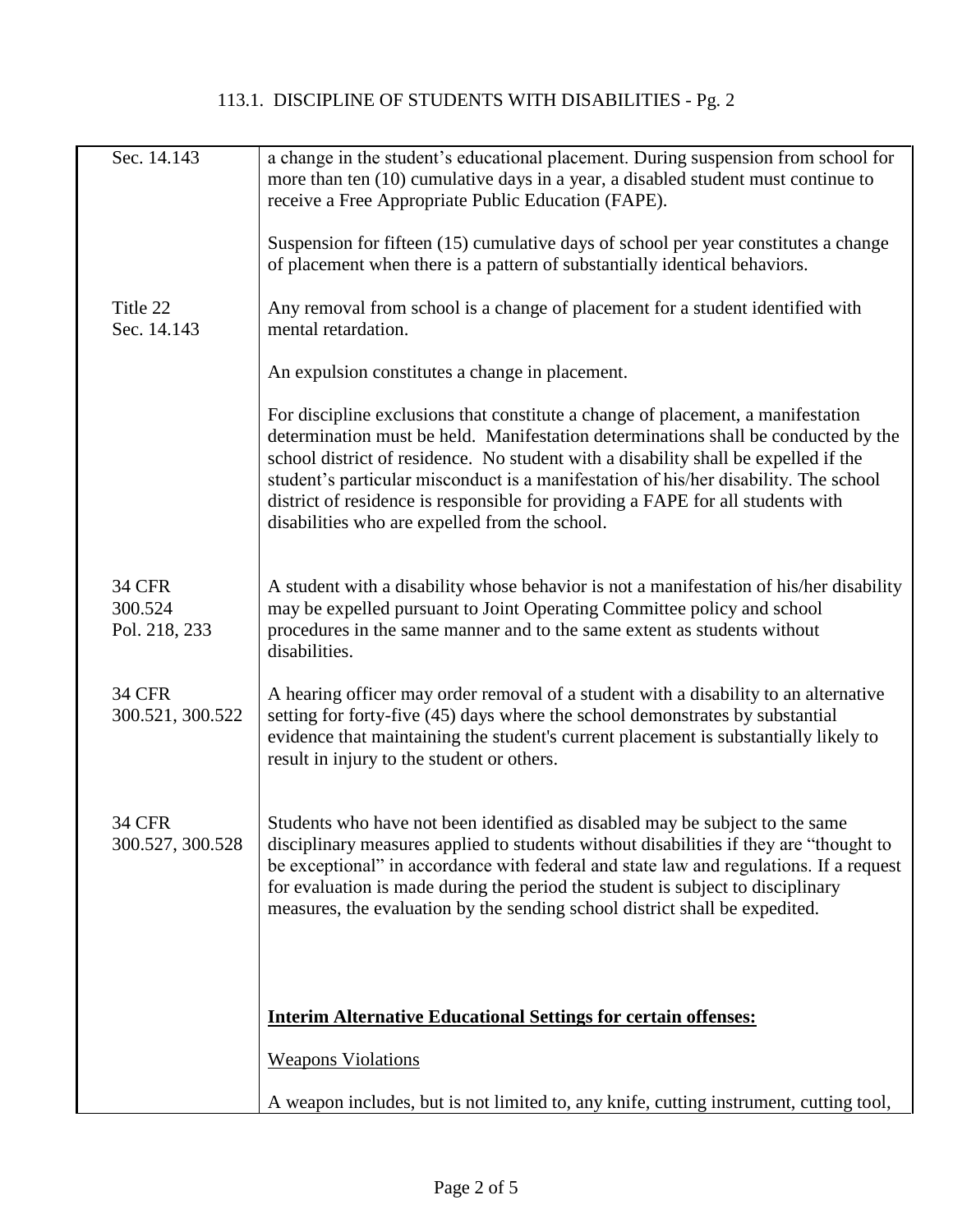| | |
|---|---|
| Sec. 14.143 | a change in the student's educational placement. During suspension from school for more than ten (10) cumulative days in a year, a disabled student must continue to receive a Free Appropriate Public Education (FAPE).<br><br>Suspension for fifteen (15) cumulative days of school per year constitutes a change of placement when there is a pattern of substantially identical behaviors. |
| Title 22<br>Sec. 14.143 | Any removal from school is a change of placement for a student identified with mental retardation.<br><br>An expulsion constitutes a change in placement.<br><br>For discipline exclusions that constitute a change of placement, a manifestation determination must be held. Manifestation determinations shall be conducted by the school district of residence. No student with a disability shall be expelled if the student's particular misconduct is a manifestation of his/her disability. The school district of residence is responsible for providing a FAPE for all students with disabilities who are expelled from the school. |
| 34 CFR<br>300.524<br>Pol. 218, 233 | A student with a disability whose behavior is not a manifestation of his/her disability may be expelled pursuant to Joint Operating Committee policy and school procedures in the same manner and to the same extent as students without disabilities. |
| 34 CFR<br>300.521, 300.522 | A hearing officer may order removal of a student with a disability to an alternative setting for forty-five (45) days where the school demonstrates by substantial evidence that maintaining the student's current placement is substantially likely to result in injury to the student or others. |
| 34 CFR<br>300.527, 300.528 | Students who have not been identified as disabled may be subject to the same disciplinary measures applied to students without disabilities if they are "thought to be exceptional" in accordance with federal and state law and regulations. If a request for evaluation is made during the period the student is subject to disciplinary measures, the evaluation by the sending school district shall be expedited. |
| | **<u>Interim Alternative Educational Settings for certain offenses:</u>**<br><br><u>Weapons Violations</u><br><br>A weapon includes, but is not limited to, any knife, cutting instrument, cutting tool, |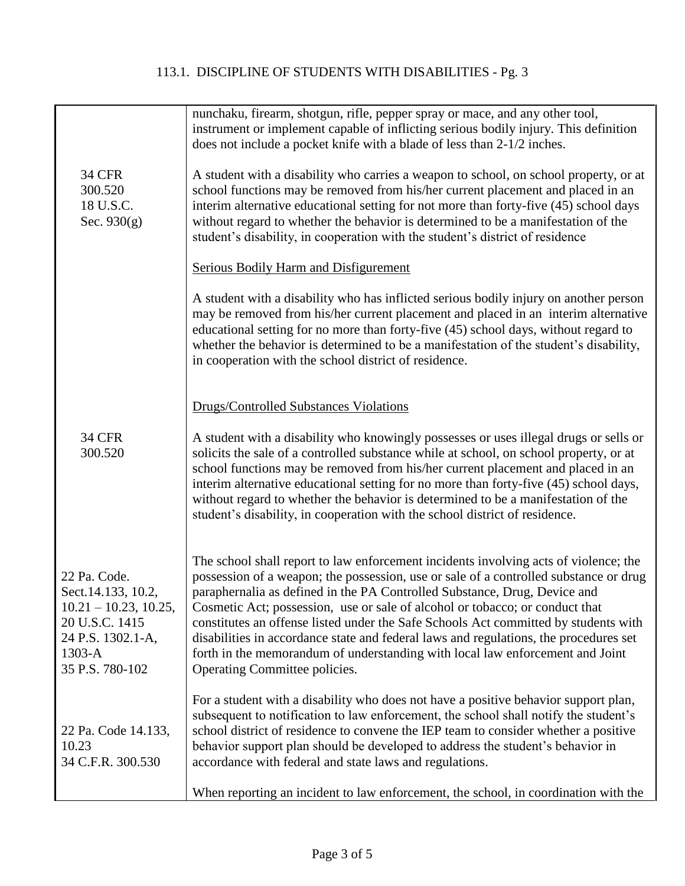| | |
|---|---|
| | nunchaku, firearm, shotgun, rifle, pepper spray or mace, and any other tool, instrument or implement capable of inflicting serious bodily injury. This definition does not include a pocket knife with a blade of less than 2-1/2 inches. |
| 34 CFR 300.520<br>18 U.S.C. Sec. 930(g) | A student with a disability who carries a weapon to school, on school property, or at school functions may be removed from his/her current placement and placed in an interim alternative educational setting for not more than forty-five (45) school days without regard to whether the behavior is determined to be a manifestation of the student's disability, in cooperation with the student's district of residence |
| | Serious Bodily Harm and Disfigurement |
| | A student with a disability who has inflicted serious bodily injury on another person may be removed from his/her current placement and placed in an interim alternative educational setting for no more than forty-five (45) school days, without regard to whether the behavior is determined to be a manifestation of the student's disability, in cooperation with the school district of residence. |
| | Drugs/Controlled Substances Violations |
| 34 CFR 300.520 | A student with a disability who knowingly possesses or uses illegal drugs or sells or solicits the sale of a controlled substance while at school, on school property, or at school functions may be removed from his/her current placement and placed in an interim alternative educational setting for no more than forty-five (45) school days, without regard to whether the behavior is determined to be a manifestation of the student's disability, in cooperation with the school district of residence. |
| 22 Pa. Code. Sect.14.133, 10.2, 10.21 – 10.23, 10.25,<br>20 U.S.C. 1415<br>24 P.S. 1302.1-A, 1303-A<br>35 P.S. 780-102 | The school shall report to law enforcement incidents involving acts of violence; the possession of a weapon; the possession, use or sale of a controlled substance or drug paraphernalia as defined in the PA Controlled Substance, Drug, Device and Cosmetic Act; possession, use or sale of alcohol or tobacco; or conduct that constitutes an offense listed under the Safe Schools Act committed by students with disabilities in accordance state and federal laws and regulations, the procedures set forth in the memorandum of understanding with local law enforcement and Joint Operating Committee policies. |
| 22 Pa. Code 14.133, 10.23<br>34 C.F.R. 300.530 | For a student with a disability who does not have a positive behavior support plan, subsequent to notification to law enforcement, the school shall notify the student's school district of residence to convene the IEP team to consider whether a positive behavior support plan should be developed to address the student's behavior in accordance with federal and state laws and regulations. |
| | When reporting an incident to law enforcement, the school, in coordination with the |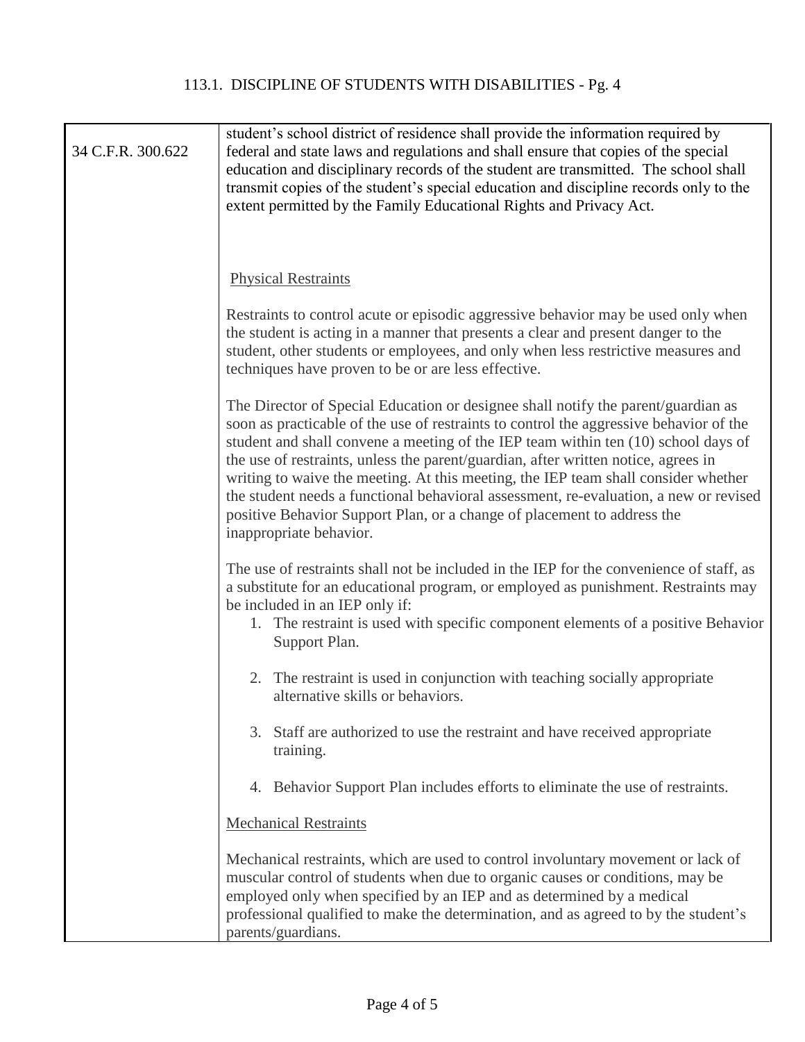| 34 C.F.R. 300.622 | student's school district of residence shall provide the information required by federal and state laws and regulations and shall ensure that copies of the special education and disciplinary records of the student are transmitted. The school shall transmit copies of the student's special education and discipline records only to the extent permitted by the Family Educational Rights and Privacy Act. |
|---|---|

<u>Physical Restraints</u>

Restraints to control acute or episodic aggressive behavior may be used only when the student is acting in a manner that presents a clear and present danger to the student, other students or employees, and only when less restrictive measures and techniques have proven to be or are less effective.

The Director of Special Education or designee shall notify the parent/guardian as soon as practicable of the use of restraints to control the aggressive behavior of the student and shall convene a meeting of the IEP team within ten (10) school days of the use of restraints, unless the parent/guardian, after written notice, agrees in writing to waive the meeting. At this meeting, the IEP team shall consider whether the student needs a functional behavioral assessment, re-evaluation, a new or revised positive Behavior Support Plan, or a change of placement to address the inappropriate behavior.

The use of restraints shall not be included in the IEP for the convenience of staff, as a substitute for an educational program, or employed as punishment. Restraints may be included in an IEP only if:

1. The restraint is used with specific component elements of a positive Behavior Support Plan.
2. The restraint is used in conjunction with teaching socially appropriate alternative skills or behaviors.
3. Staff are authorized to use the restraint and have received appropriate training.
4. Behavior Support Plan includes efforts to eliminate the use of restraints.

<u>Mechanical Restraints</u>

Mechanical restraints, which are used to control involuntary movement or lack of muscular control of students when due to organic causes or conditions, may be employed only when specified by an IEP and as determined by a medical professional qualified to make the determination, and as agreed to by the student's parents/guardians.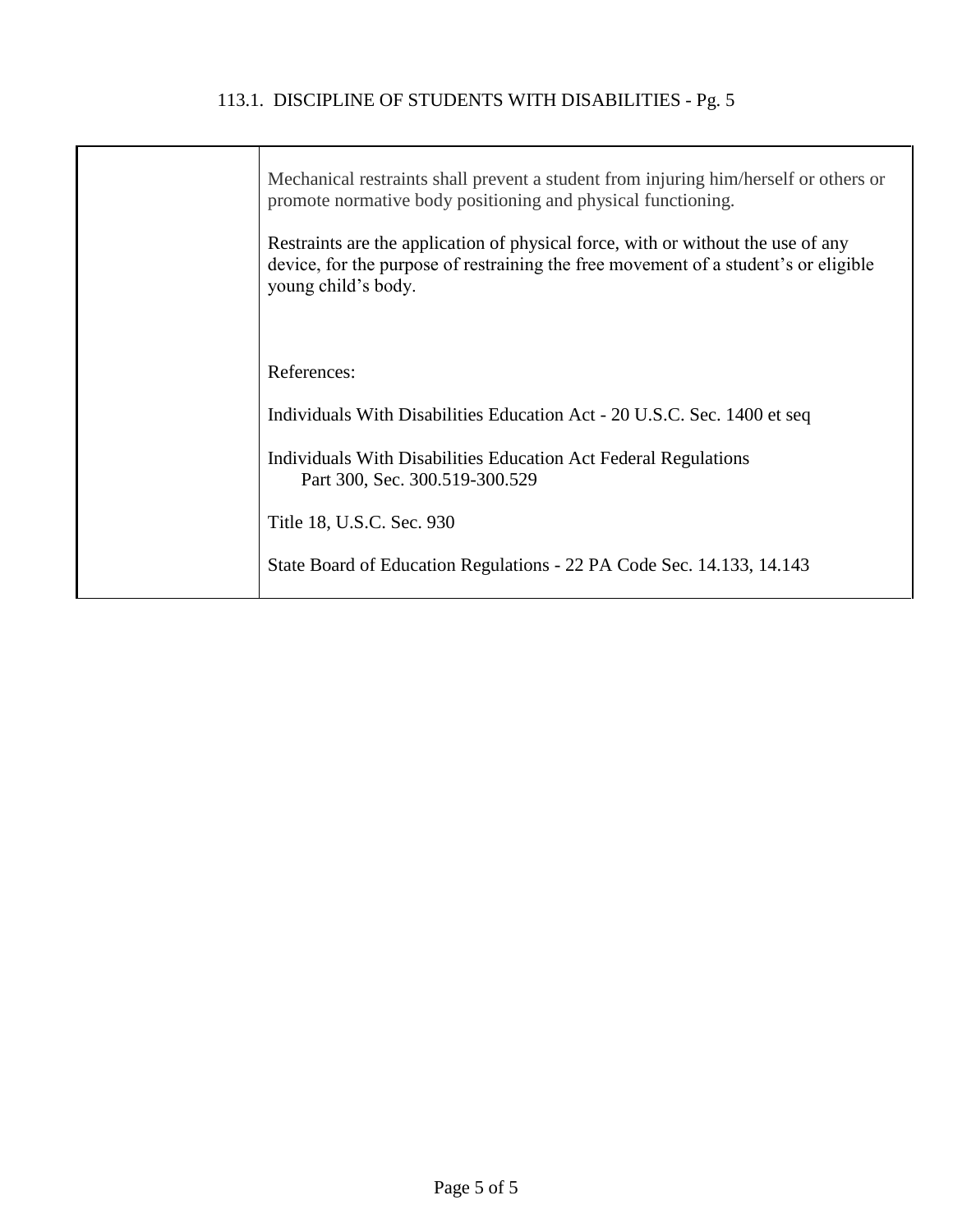Mechanical restraints shall prevent a student from injuring him/herself or others or promote normative body positioning and physical functioning.

Restraints are the application of physical force, with or without the use of any device, for the purpose of restraining the free movement of a student's or eligible young child's body.

References:

Individuals With Disabilities Education Act - 20 U.S.C. Sec. 1400 et seq

Individuals With Disabilities Education Act Federal Regulations
Part 300, Sec. 300.519-300.529

Title 18, U.S.C. Sec. 930

State Board of Education Regulations - 22 PA Code Sec. 14.133, 14.143